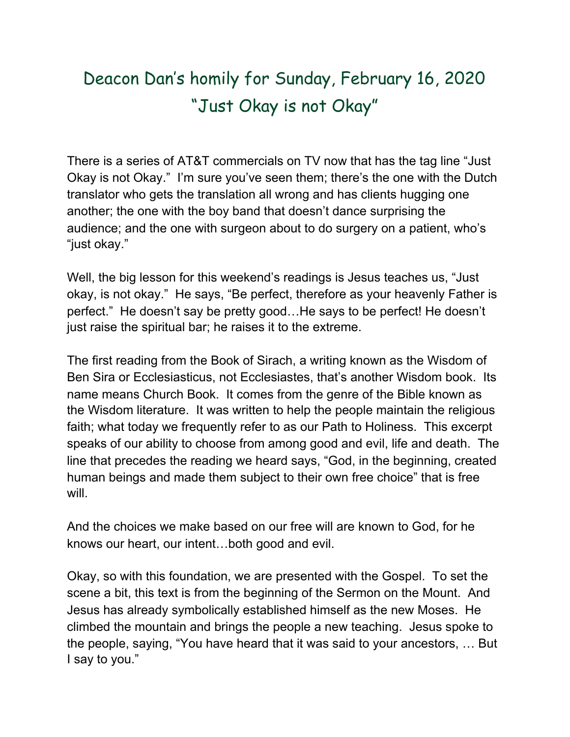# Deacon Dan's homily for Sunday, February 16, 2020
## "Just Okay is not Okay"

There is a series of AT&T commercials on TV now that has the tag line "Just Okay is not Okay." I'm sure you've seen them; there's the one with the Dutch translator who gets the translation all wrong and has clients hugging one another; the one with the boy band that doesn't dance surprising the audience; and the one with surgeon about to do surgery on a patient, who's "just okay."

Well, the big lesson for this weekend's readings is Jesus teaches us, "Just okay, is not okay." He says, "Be perfect, therefore as your heavenly Father is perfect." He doesn't say be pretty good…He says to be perfect! He doesn't just raise the spiritual bar; he raises it to the extreme.

The first reading from the Book of Sirach, a writing known as the Wisdom of Ben Sira or Ecclesiasticus, not Ecclesiastes, that's another Wisdom book. Its name means Church Book. It comes from the genre of the Bible known as the Wisdom literature. It was written to help the people maintain the religious faith; what today we frequently refer to as our Path to Holiness. This excerpt speaks of our ability to choose from among good and evil, life and death. The line that precedes the reading we heard says, "God, in the beginning, created human beings and made them subject to their own free choice" that is free will.

And the choices we make based on our free will are known to God, for he knows our heart, our intent…both good and evil.

Okay, so with this foundation, we are presented with the Gospel. To set the scene a bit, this text is from the beginning of the Sermon on the Mount. And Jesus has already symbolically established himself as the new Moses. He climbed the mountain and brings the people a new teaching. Jesus spoke to the people, saying, "You have heard that it was said to your ancestors, … But I say to you."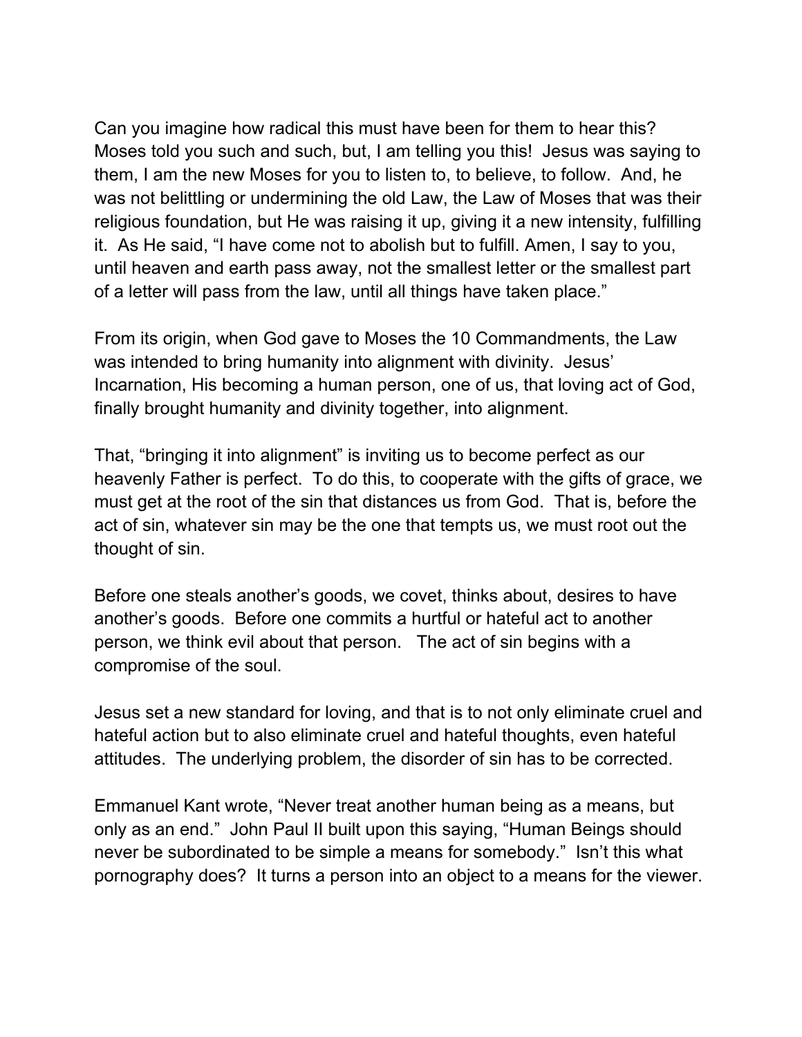Can you imagine how radical this must have been for them to hear this? Moses told you such and such, but, I am telling you this! Jesus was saying to them, I am the new Moses for you to listen to, to believe, to follow. And, he was not belittling or undermining the old Law, the Law of Moses that was their religious foundation, but He was raising it up, giving it a new intensity, fulfilling it. As He said, "I have come not to abolish but to fulfill. Amen, I say to you, until heaven and earth pass away, not the smallest letter or the smallest part of a letter will pass from the law, until all things have taken place."

From its origin, when God gave to Moses the 10 Commandments, the Law was intended to bring humanity into alignment with divinity. Jesus' Incarnation, His becoming a human person, one of us, that loving act of God, finally brought humanity and divinity together, into alignment.

That, "bringing it into alignment" is inviting us to become perfect as our heavenly Father is perfect. To do this, to cooperate with the gifts of grace, we must get at the root of the sin that distances us from God. That is, before the act of sin, whatever sin may be the one that tempts us, we must root out the thought of sin.

Before one steals another's goods, we covet, thinks about, desires to have another's goods. Before one commits a hurtful or hateful act to another person, we think evil about that person. The act of sin begins with a compromise of the soul.

Jesus set a new standard for loving, and that is to not only eliminate cruel and hateful action but to also eliminate cruel and hateful thoughts, even hateful attitudes. The underlying problem, the disorder of sin has to be corrected.

Emmanuel Kant wrote, "Never treat another human being as a means, but only as an end." John Paul II built upon this saying, "Human Beings should never be subordinated to be simple a means for somebody." Isn't this what pornography does? It turns a person into an object to a means for the viewer.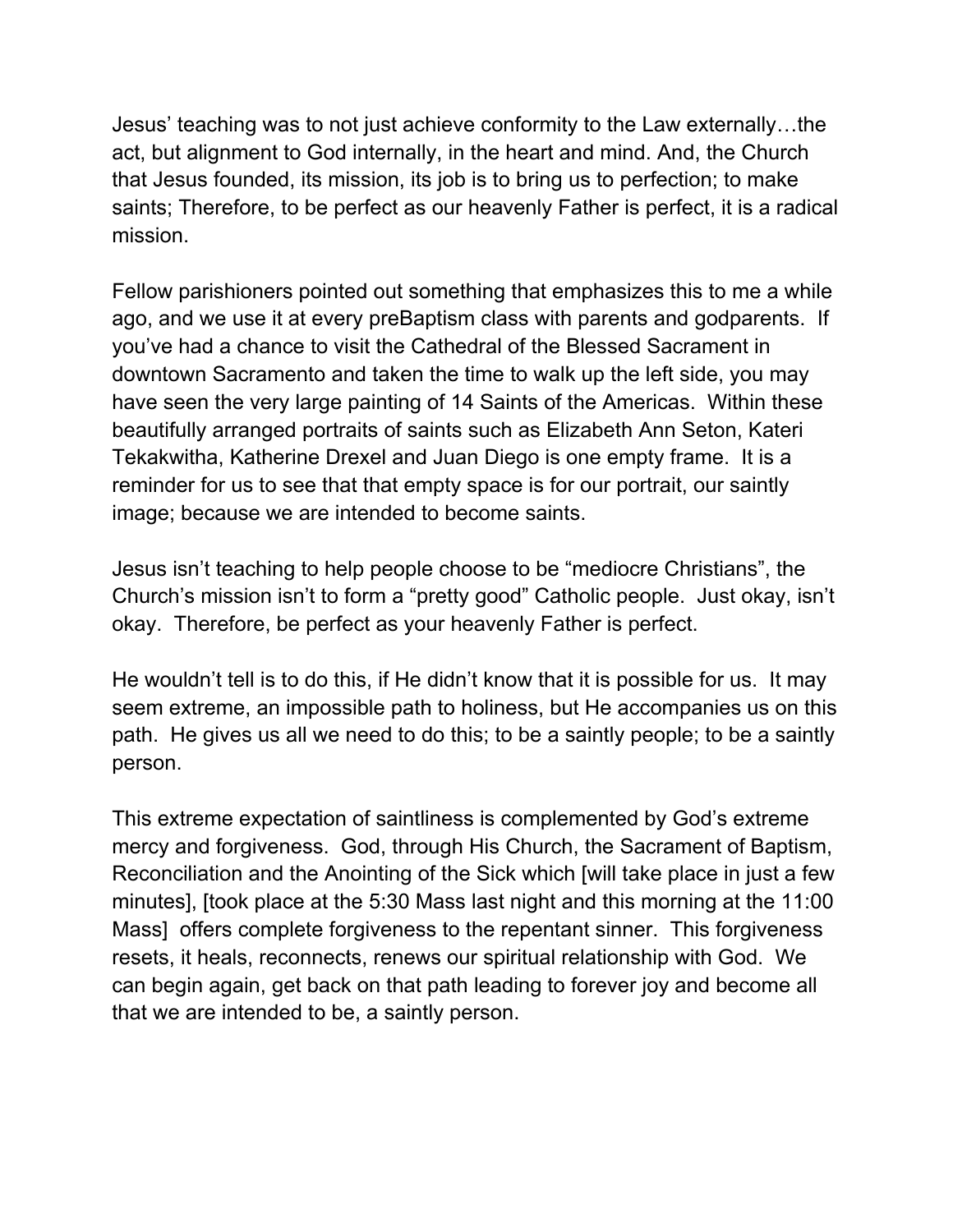Jesus' teaching was to not just achieve conformity to the Law externally…the act, but alignment to God internally, in the heart and mind. And, the Church that Jesus founded, its mission, its job is to bring us to perfection; to make saints; Therefore, to be perfect as our heavenly Father is perfect, it is a radical mission.

Fellow parishioners pointed out something that emphasizes this to me a while ago, and we use it at every preBaptism class with parents and godparents. If you've had a chance to visit the Cathedral of the Blessed Sacrament in downtown Sacramento and taken the time to walk up the left side, you may have seen the very large painting of 14 Saints of the Americas. Within these beautifully arranged portraits of saints such as Elizabeth Ann Seton, Kateri Tekakwitha, Katherine Drexel and Juan Diego is one empty frame. It is a reminder for us to see that that empty space is for our portrait, our saintly image; because we are intended to become saints.

Jesus isn't teaching to help people choose to be "mediocre Christians", the Church's mission isn't to form a "pretty good" Catholic people. Just okay, isn't okay. Therefore, be perfect as your heavenly Father is perfect.

He wouldn't tell is to do this, if He didn't know that it is possible for us. It may seem extreme, an impossible path to holiness, but He accompanies us on this path. He gives us all we need to do this; to be a saintly people; to be a saintly person.

This extreme expectation of saintliness is complemented by God's extreme mercy and forgiveness. God, through His Church, the Sacrament of Baptism, Reconciliation and the Anointing of the Sick which [will take place in just a few minutes], [took place at the 5:30 Mass last night and this morning at the 11:00 Mass] offers complete forgiveness to the repentant sinner. This forgiveness resets, it heals, reconnects, renews our spiritual relationship with God. We can begin again, get back on that path leading to forever joy and become all that we are intended to be, a saintly person.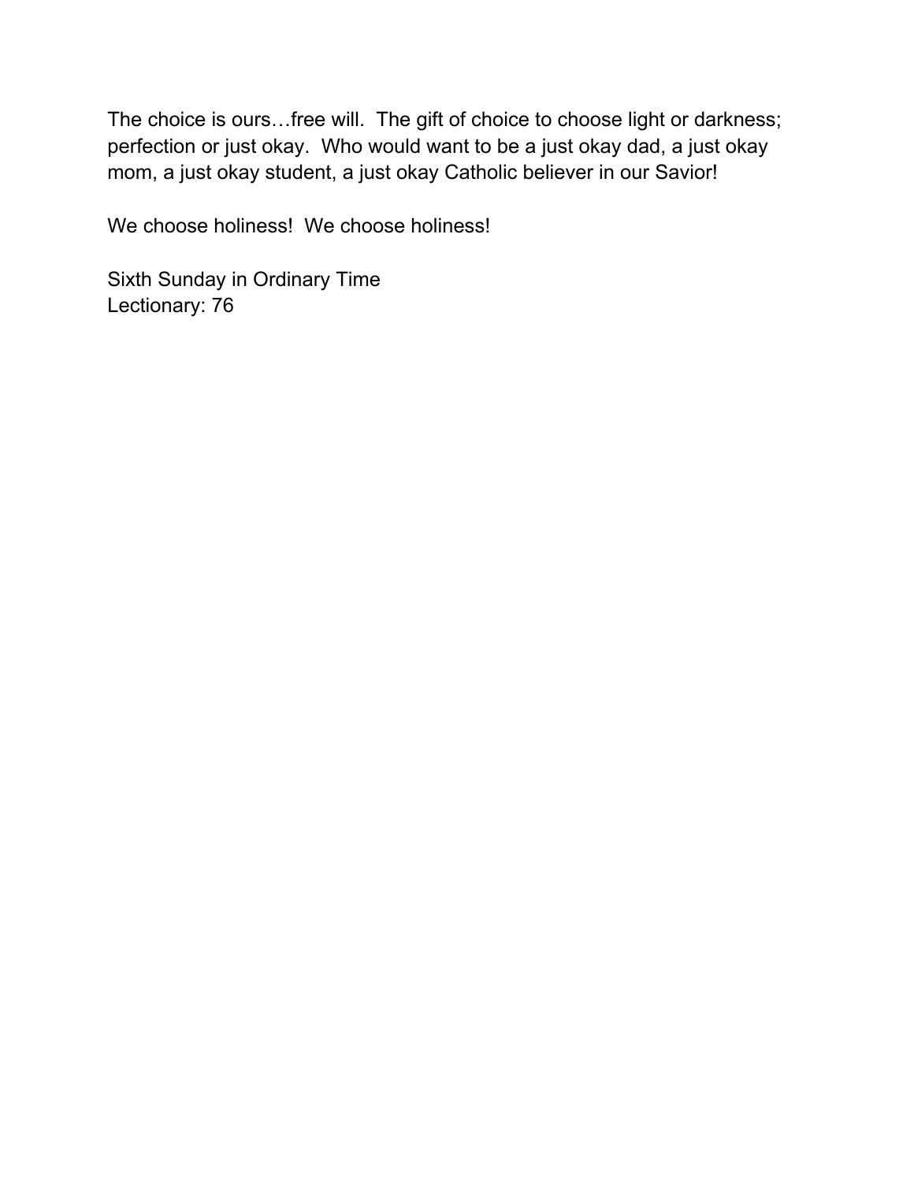The choice is ours…free will.  The gift of choice to choose light or darkness; perfection or just okay.  Who would want to be a just okay dad, a just okay mom, a just okay student, a just okay Catholic believer in our Savior!

We choose holiness!  We choose holiness!

Sixth Sunday in Ordinary Time
Lectionary: 76